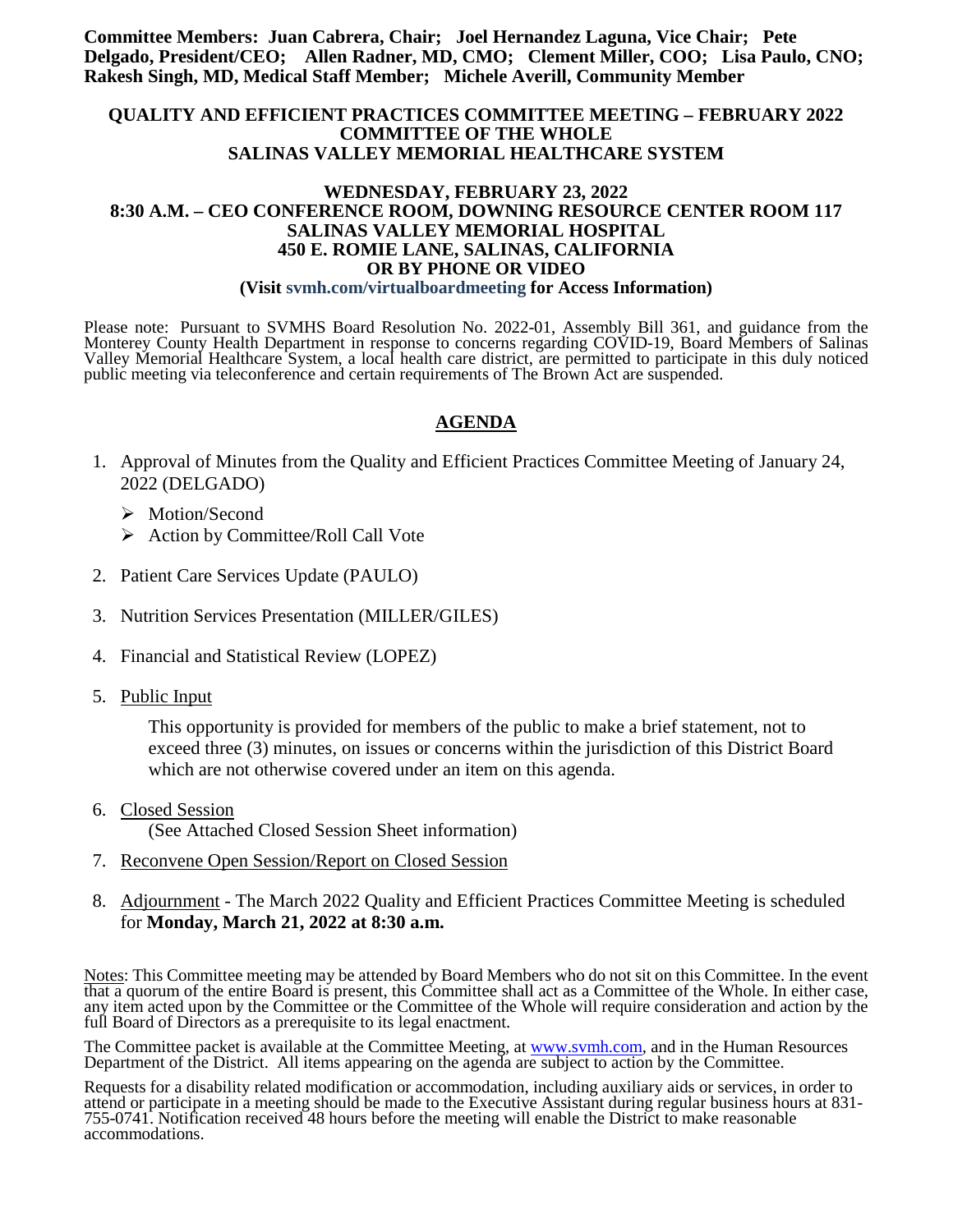**Committee Members: Juan Cabrera, Chair; Joel Hernandez Laguna, Vice Chair; Pete Delgado, President/CEO; Allen Radner, MD, CMO; Clement Miller, COO; Lisa Paulo, CNO; Rakesh Singh, MD, Medical Staff Member; Michele Averill, Community Member**

**QUALITY AND EFFICIENT PRACTICES COMMITTEE MEETING – FEBRUARY 2022**
**COMMITTEE OF THE WHOLE**
**SALINAS VALLEY MEMORIAL HEALTHCARE SYSTEM**

**WEDNESDAY, FEBRUARY 23, 2022**
**8:30 A.M. – CEO CONFERENCE ROOM, DOWNING RESOURCE CENTER ROOM 117**
**SALINAS VALLEY MEMORIAL HOSPITAL**
**450 E. ROMIE LANE, SALINAS, CALIFORNIA**
**OR BY PHONE OR VIDEO**
**(Visit svmh.com/virtualboardmeeting for Access Information)**

Please note: Pursuant to SVMHS Board Resolution No. 2022-01, Assembly Bill 361, and guidance from the Monterey County Health Department in response to concerns regarding COVID-19, Board Members of Salinas Valley Memorial Healthcare System, a local health care district, are permitted to participate in this duly noticed public meeting via teleconference and certain requirements of The Brown Act are suspended.

## AGENDA

1. Approval of Minutes from the Quality and Efficient Practices Committee Meeting of January 24, 2022 (DELGADO)
   - Motion/Second
   - Action by Committee/Roll Call Vote

2. Patient Care Services Update (PAULO)

3. Nutrition Services Presentation (MILLER/GILES)

4. Financial and Statistical Review (LOPEZ)

5. Public Input

   This opportunity is provided for members of the public to make a brief statement, not to exceed three (3) minutes, on issues or concerns within the jurisdiction of this District Board which are not otherwise covered under an item on this agenda.

6. Closed Session
   (See Attached Closed Session Sheet information)

7. Reconvene Open Session/Report on Closed Session

8. Adjournment - The March 2022 Quality and Efficient Practices Committee Meeting is scheduled for **Monday, March 21, 2022 at 8:30 a.m.**

Notes: This Committee meeting may be attended by Board Members who do not sit on this Committee. In the event that a quorum of the entire Board is present, this Committee shall act as a Committee of the Whole. In either case, any item acted upon by the Committee or the Committee of the Whole will require consideration and action by the full Board of Directors as a prerequisite to its legal enactment.

The Committee packet is available at the Committee Meeting, at www.svmh.com, and in the Human Resources Department of the District. All items appearing on the agenda are subject to action by the Committee.

Requests for a disability related modification or accommodation, including auxiliary aids or services, in order to attend or participate in a meeting should be made to the Executive Assistant during regular business hours at 831-755-0741. Notification received 48 hours before the meeting will enable the District to make reasonable accommodations.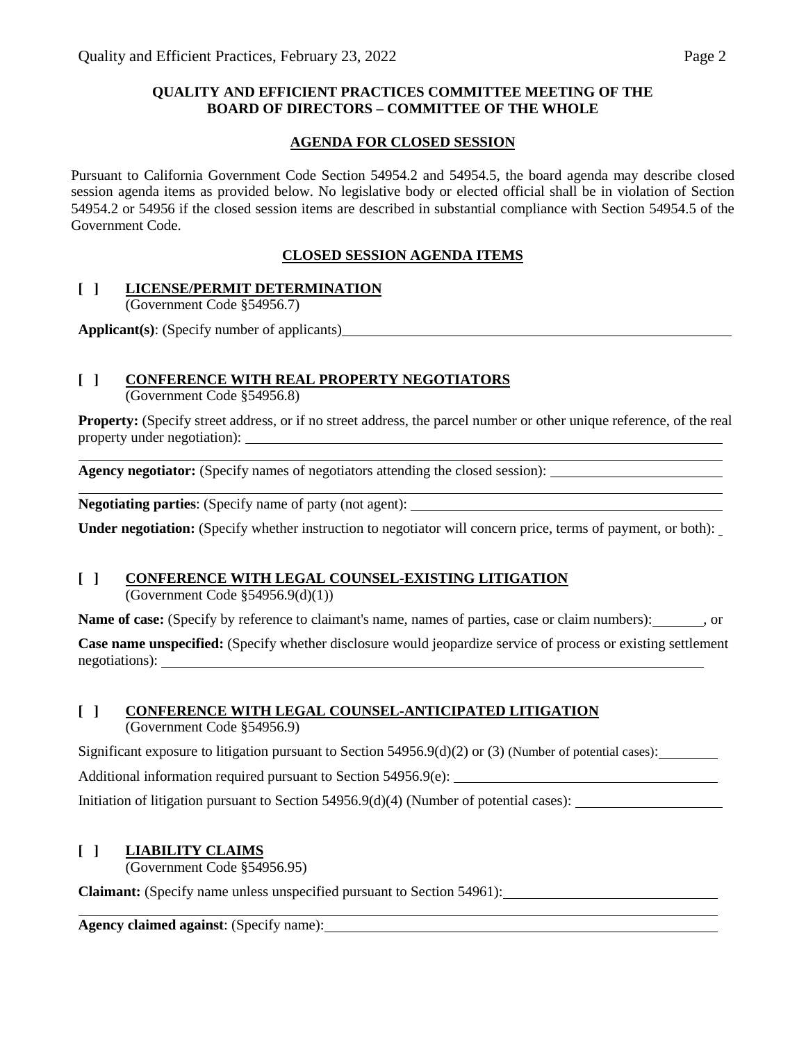**QUALITY AND EFFICIENT PRACTICES COMMITTEE MEETING OF THE BOARD OF DIRECTORS – COMMITTEE OF THE WHOLE**

**AGENDA FOR CLOSED SESSION**

Pursuant to California Government Code Section 54954.2 and 54954.5, the board agenda may describe closed session agenda items as provided below. No legislative body or elected official shall be in violation of Section 54954.2 or 54956 if the closed session items are described in substantial compliance with Section 54954.5 of the Government Code.

**CLOSED SESSION AGENDA ITEMS**

**[ ] LICENSE/PERMIT DETERMINATION**
(Government Code §54956.7)

**Applicant(s)**: (Specify number of applicants)\_\_\_\_\_\_\_\_\_\_

**[ ] CONFERENCE WITH REAL PROPERTY NEGOTIATORS**
(Government Code §54956.8)

**Property:** (Specify street address, or if no street address, the parcel number or other unique reference, of the real property under negotiation): \_\_\_\_\_\_\_\_\_\_

**Agency negotiator:** (Specify names of negotiators attending the closed session): \_\_\_\_\_\_\_\_\_\_

**Negotiating parties**: (Specify name of party (not agent): \_\_\_\_\_\_\_\_\_\_

**Under negotiation:** (Specify whether instruction to negotiator will concern price, terms of payment, or both): \_

**[ ] CONFERENCE WITH LEGAL COUNSEL-EXISTING LITIGATION**
(Government Code §54956.9(d)(1))

**Name of case:** (Specify by reference to claimant's name, names of parties, case or claim numbers): \_\_\_\_\_\_, or

**Case name unspecified:** (Specify whether disclosure would jeopardize service of process or existing settlement negotiations): \_\_\_\_\_\_\_\_\_\_

**[ ] CONFERENCE WITH LEGAL COUNSEL-ANTICIPATED LITIGATION**
(Government Code §54956.9)

Significant exposure to litigation pursuant to Section 54956.9(d)(2) or (3) (Number of potential cases): \_\_\_\_\_\_

Additional information required pursuant to Section 54956.9(e): \_\_\_\_\_\_\_\_\_\_

Initiation of litigation pursuant to Section 54956.9(d)(4) (Number of potential cases): \_\_\_\_\_\_\_\_\_\_

**[ ] LIABILITY CLAIMS**
(Government Code §54956.95)

**Claimant:** (Specify name unless unspecified pursuant to Section 54961): \_\_\_\_\_\_\_\_\_\_

**Agency claimed against**: (Specify name): \_\_\_\_\_\_\_\_\_\_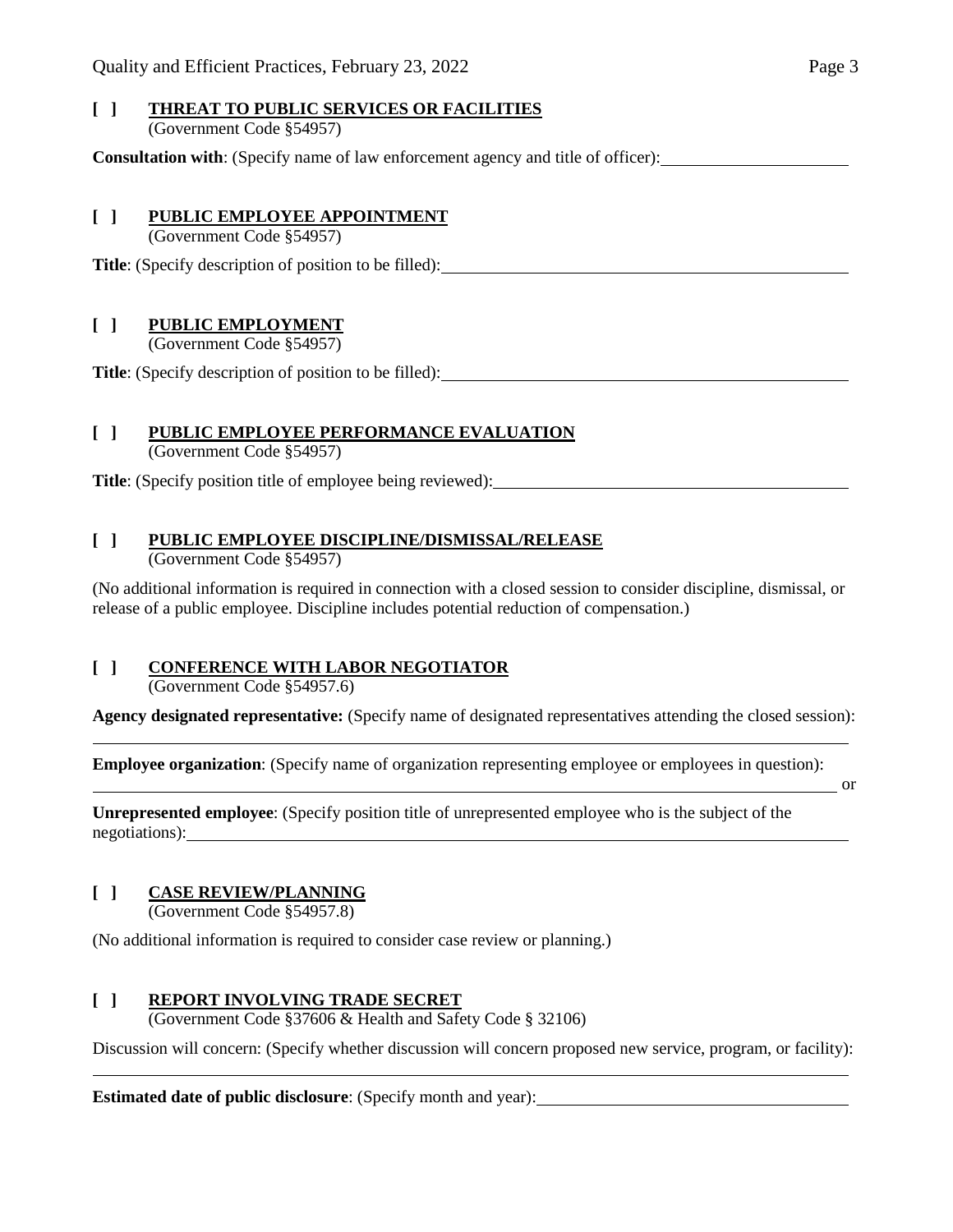**[ ] THREAT TO PUBLIC SERVICES OR FACILITIES**
(Government Code §54957)

**Consultation with**: (Specify name of law enforcement agency and title of officer): ______________________

**[ ] PUBLIC EMPLOYEE APPOINTMENT**
(Government Code §54957)

**Title**: (Specify description of position to be filled): ______________________

**[ ] PUBLIC EMPLOYMENT**
(Government Code §54957)

**Title**: (Specify description of position to be filled): ______________________

**[ ] PUBLIC EMPLOYEE PERFORMANCE EVALUATION**
(Government Code §54957)

**Title**: (Specify position title of employee being reviewed): ______________________

**[ ] PUBLIC EMPLOYEE DISCIPLINE/DISMISSAL/RELEASE**
(Government Code §54957)

(No additional information is required in connection with a closed session to consider discipline, dismissal, or release of a public employee. Discipline includes potential reduction of compensation.)

**[ ] CONFERENCE WITH LABOR NEGOTIATOR**
(Government Code §54957.6)

**Agency designated representative:** (Specify name of designated representatives attending the closed session):
______________________

**Employee organization**: (Specify name of organization representing employee or employees in question):
______________________ or

**Unrepresented employee**: (Specify position title of unrepresented employee who is the subject of the negotiations): ______________________

**[ ] CASE REVIEW/PLANNING**
(Government Code §54957.8)

(No additional information is required to consider case review or planning.)

**[ ] REPORT INVOLVING TRADE SECRET**
(Government Code §37606 & Health and Safety Code § 32106)

Discussion will concern: (Specify whether discussion will concern proposed new service, program, or facility):
______________________

**Estimated date of public disclosure**: (Specify month and year): ______________________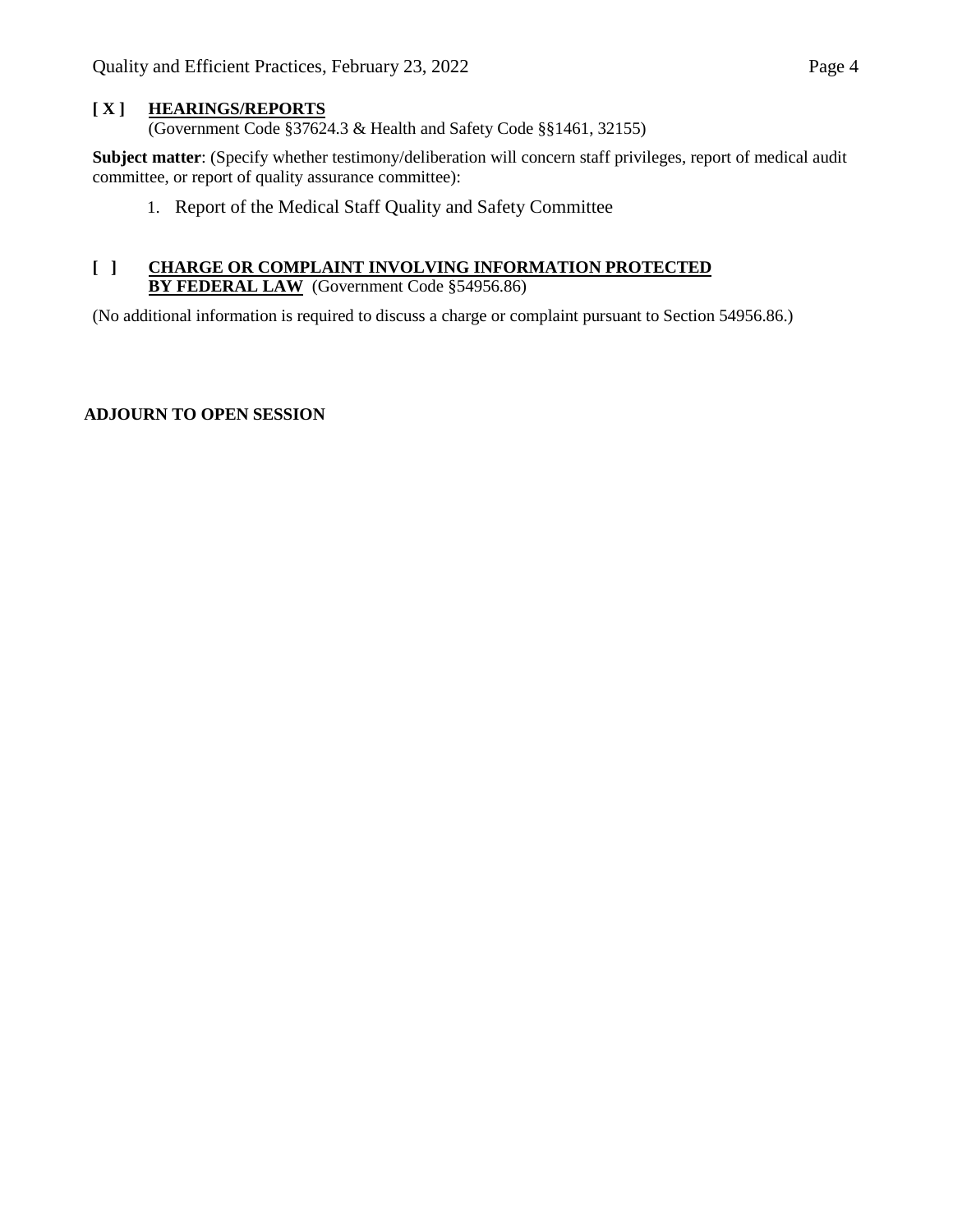**[ X ] HEARINGS/REPORTS**
(Government Code §37624.3 & Health and Safety Code §§1461, 32155)

**Subject matter**: (Specify whether testimony/deliberation will concern staff privileges, report of medical audit committee, or report of quality assurance committee):

1. Report of the Medical Staff Quality and Safety Committee

**[ ] CHARGE OR COMPLAINT INVOLVING INFORMATION PROTECTED BY FEDERAL LAW** (Government Code §54956.86)

(No additional information is required to discuss a charge or complaint pursuant to Section 54956.86.)

**ADJOURN TO OPEN SESSION**